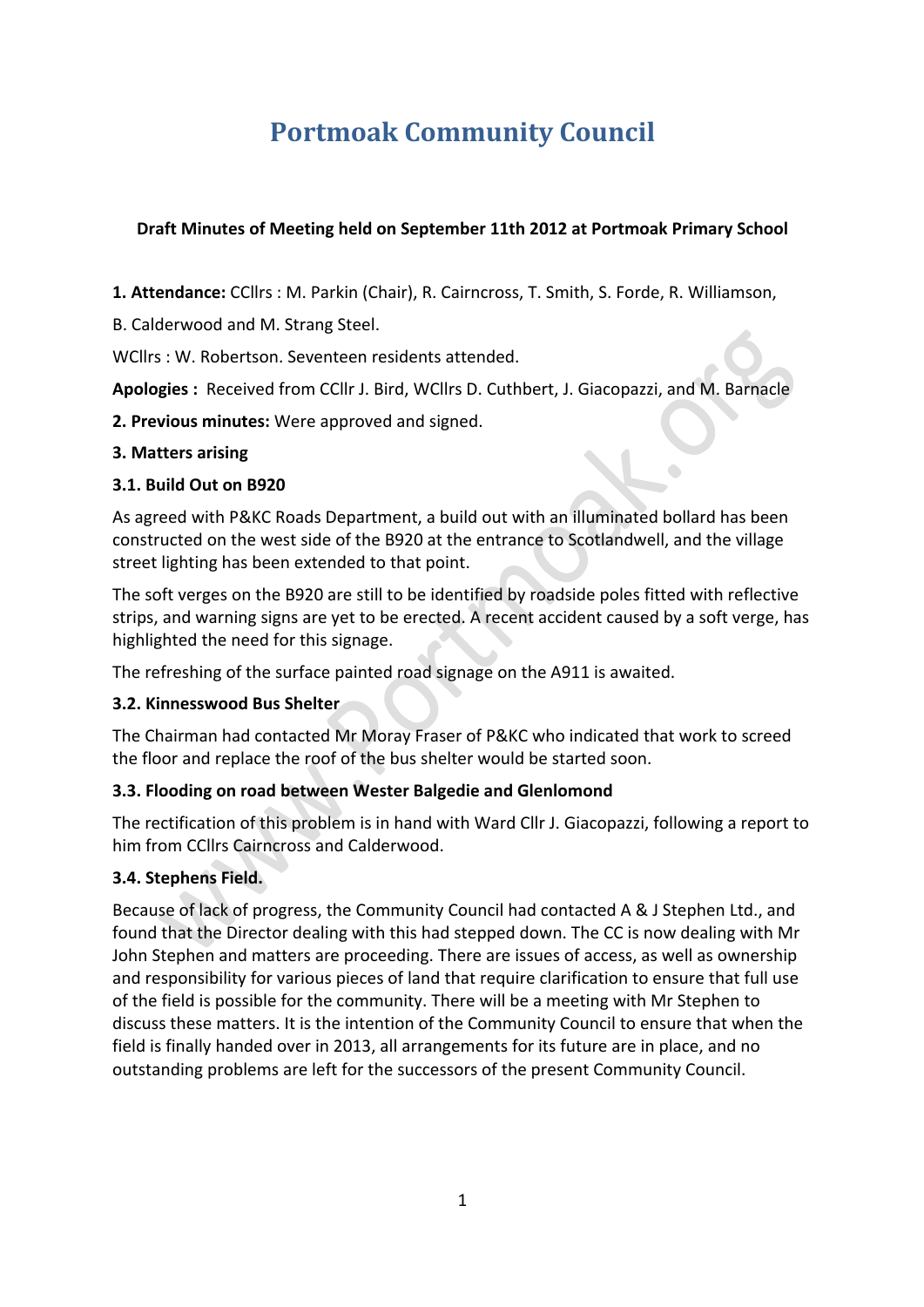# Portmoak Community Council

**Draft Minutes of Meeting held on September 11th 2012 at Portmoak Primary School**

**1. Attendance:** CCllrs : M. Parkin (Chair), R. Cairncross, T. Smith, S. Forde, R. Williamson, B. Calderwood and M. Strang Steel.

WCllrs : W. Robertson. Seventeen residents attended.

**Apologies :** Received from CCllr J. Bird, WCllrs D. Cuthbert, J. Giacopazzi, and M. Barnacle

**2. Previous minutes:** Were approved and signed.

**3. Matters arising**

**3.1. Build Out on B920**

As agreed with P&KC Roads Department, a build out with an illuminated bollard has been constructed on the west side of the B920 at the entrance to Scotlandwell, and the village street lighting has been extended to that point.

The soft verges on the B920 are still to be identified by roadside poles fitted with reflective strips, and warning signs are yet to be erected. A recent accident caused by a soft verge, has highlighted the need for this signage.

The refreshing of the surface painted road signage on the A911 is awaited.

**3.2. Kinnesswood Bus Shelter**

The Chairman had contacted Mr Moray Fraser of P&KC who indicated that work to screed the floor and replace the roof of the bus shelter would be started soon.

**3.3. Flooding on road between Wester Balgedie and Glenlomond**

The rectification of this problem is in hand with Ward Cllr J. Giacopazzi, following a report to him from CCllrs Cairncross and Calderwood.

**3.4. Stephens Field.**

Because of lack of progress, the Community Council had contacted A & J Stephen Ltd., and found that the Director dealing with this had stepped down. The CC is now dealing with Mr John Stephen and matters are proceeding. There are issues of access, as well as ownership and responsibility for various pieces of land that require clarification to ensure that full use of the field is possible for the community. There will be a meeting with Mr Stephen to discuss these matters. It is the intention of the Community Council to ensure that when the field is finally handed over in 2013, all arrangements for its future are in place, and no outstanding problems are left for the successors of the present Community Council.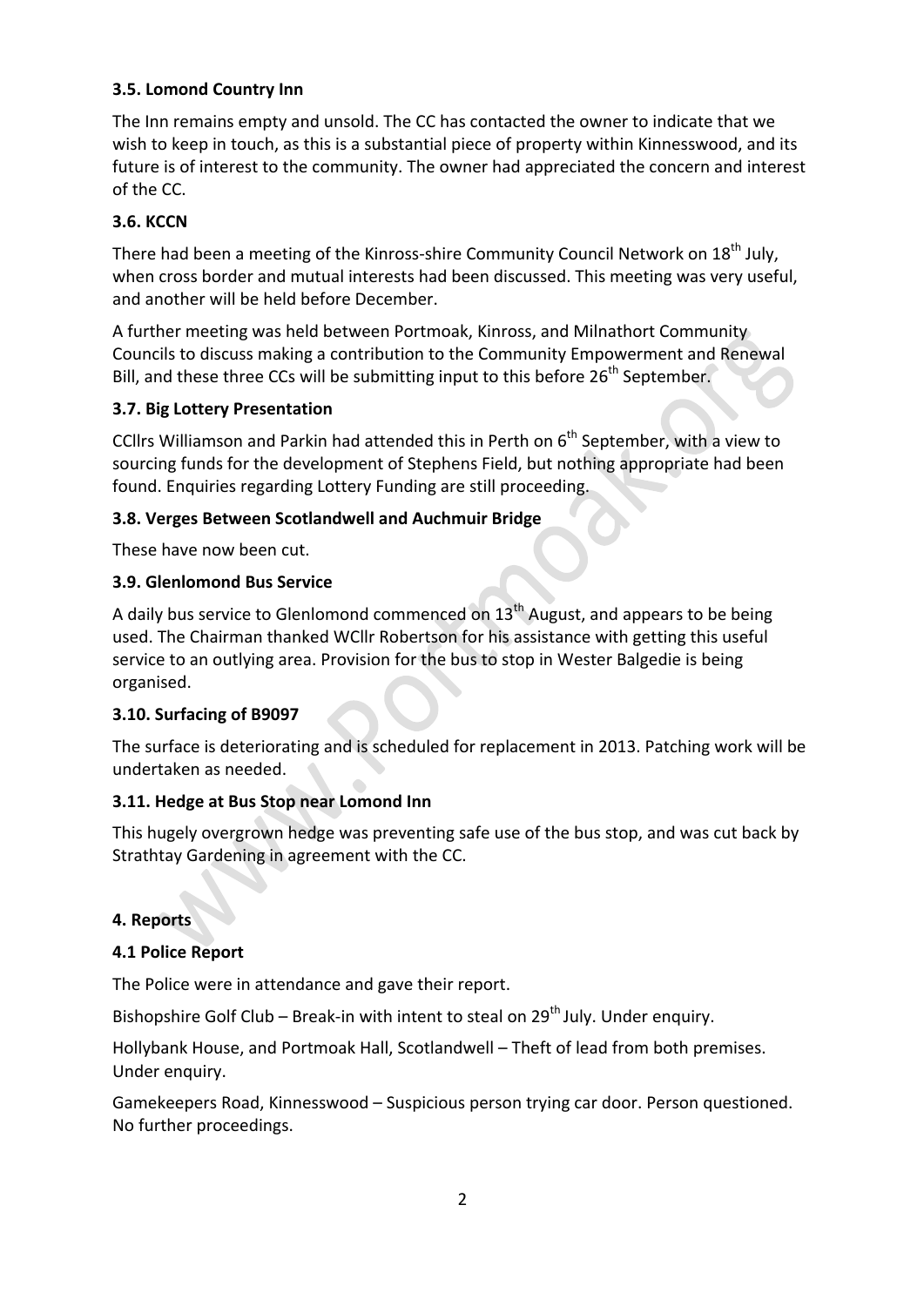**3.5. Lomond Country Inn**

The Inn remains empty and unsold. The CC has contacted the owner to indicate that we wish to keep in touch, as this is a substantial piece of property within Kinnesswood, and its future is of interest to the community. The owner had appreciated the concern and interest of the CC.

**3.6. KCCN**

There had been a meeting of the Kinross-shire Community Council Network on 18th July, when cross border and mutual interests had been discussed. This meeting was very useful, and another will be held before December.

A further meeting was held between Portmoak, Kinross, and Milnathort Community Councils to discuss making a contribution to the Community Empowerment and Renewal Bill, and these three CCs will be submitting input to this before 26th September.

**3.7. Big Lottery Presentation**

CCllrs Williamson and Parkin had attended this in Perth on 6th September, with a view to sourcing funds for the development of Stephens Field, but nothing appropriate had been found. Enquiries regarding Lottery Funding are still proceeding.

**3.8. Verges Between Scotlandwell and Auchmuir Bridge**

These have now been cut.

**3.9. Glenlomond Bus Service**

A daily bus service to Glenlomond commenced on 13th August, and appears to be being used. The Chairman thanked WCllr Robertson for his assistance with getting this useful service to an outlying area. Provision for the bus to stop in Wester Balgedie is being organised.

**3.10. Surfacing of B9097**

The surface is deteriorating and is scheduled for replacement in 2013. Patching work will be undertaken as needed.

**3.11. Hedge at Bus Stop near Lomond Inn**

This hugely overgrown hedge was preventing safe use of the bus stop, and was cut back by Strathtay Gardening in agreement with the CC.

**4. Reports**

**4.1 Police Report**

The Police were in attendance and gave their report.

Bishopshire Golf Club – Break-in with intent to steal on 29th July. Under enquiry.

Hollybank House, and Portmoak Hall, Scotlandwell – Theft of lead from both premises. Under enquiry.

Gamekeepers Road, Kinnesswood – Suspicious person trying car door. Person questioned. No further proceedings.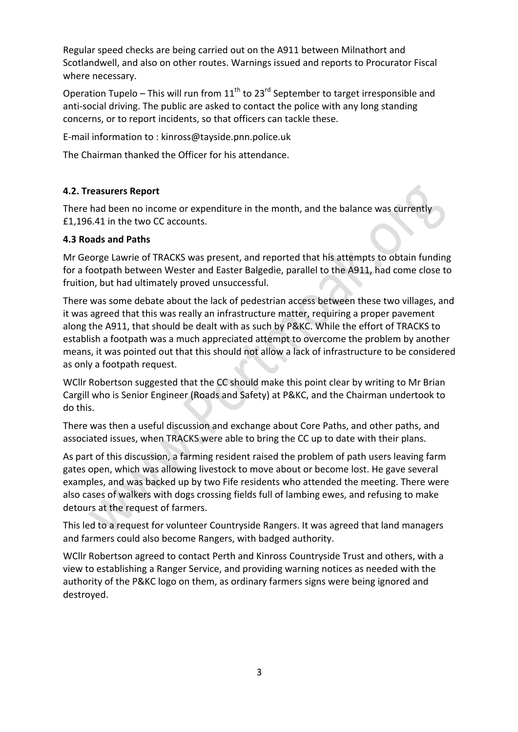Regular speed checks are being carried out on the A911 between Milnathort and Scotlandwell, and also on other routes. Warnings issued and reports to Procurator Fiscal where necessary.

Operation Tupelo – This will run from 11th to 23rd September to target irresponsible and anti-social driving. The public are asked to contact the police with any long standing concerns, or to report incidents, so that officers can tackle these.

E-mail information to : kinross@tayside.pnn.police.uk

The Chairman thanked the Officer for his attendance.

**4.2. Treasurers Report**

There had been no income or expenditure in the month, and the balance was currently £1,196.41 in the two CC accounts.

**4.3 Roads and Paths**

Mr George Lawrie of TRACKS was present, and reported that his attempts to obtain funding for a footpath between Wester and Easter Balgedie, parallel to the A911, had come close to fruition, but had ultimately proved unsuccessful.

There was some debate about the lack of pedestrian access between these two villages, and it was agreed that this was really an infrastructure matter, requiring a proper pavement along the A911, that should be dealt with as such by P&KC. While the effort of TRACKS to establish a footpath was a much appreciated attempt to overcome the problem by another means, it was pointed out that this should not allow a lack of infrastructure to be considered as only a footpath request.

WCllr Robertson suggested that the CC should make this point clear by writing to Mr Brian Cargill who is Senior Engineer (Roads and Safety) at P&KC, and the Chairman undertook to do this.

There was then a useful discussion and exchange about Core Paths, and other paths, and associated issues, when TRACKS were able to bring the CC up to date with their plans.

As part of this discussion, a farming resident raised the problem of path users leaving farm gates open, which was allowing livestock to move about or become lost. He gave several examples, and was backed up by two Fife residents who attended the meeting. There were also cases of walkers with dogs crossing fields full of lambing ewes, and refusing to make detours at the request of farmers.

This led to a request for volunteer Countryside Rangers. It was agreed that land managers and farmers could also become Rangers, with badged authority.

WCllr Robertson agreed to contact Perth and Kinross Countryside Trust and others, with a view to establishing a Ranger Service, and providing warning notices as needed with the authority of the P&KC logo on them, as ordinary farmers signs were being ignored and destroyed.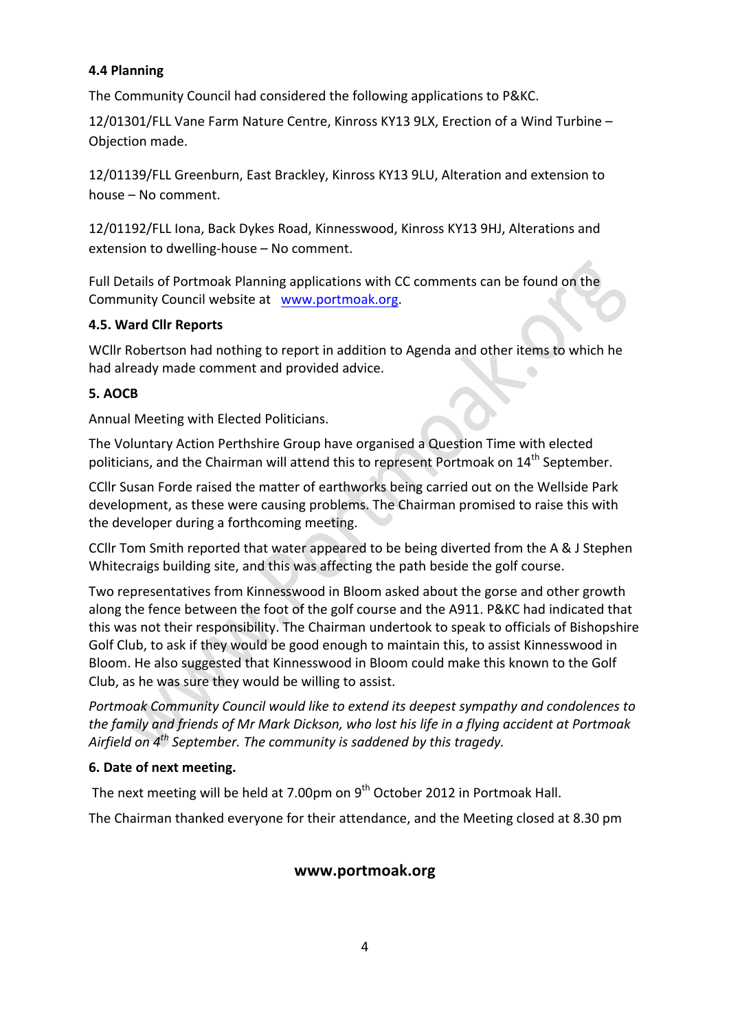### 4.4 Planning

The Community Council had considered the following applications to P&KC.

12/01301/FLL Vane Farm Nature Centre, Kinross KY13 9LX, Erection of a Wind Turbine – Objection made.

12/01139/FLL Greenburn, East Brackley, Kinross KY13 9LU, Alteration and extension to house – No comment.

12/01192/FLL Iona, Back Dykes Road, Kinnesswood, Kinross KY13 9HJ, Alterations and extension to dwelling-house – No comment.

Full Details of Portmoak Planning applications with CC comments can be found on the Community Council website at [www.portmoak.org](http://www.portmoak.org).

### 4.5. Ward Cllr Reports

WCllr Robertson had nothing to report in addition to Agenda and other items to which he had already made comment and provided advice.

### 5. AOCB

Annual Meeting with Elected Politicians.

The Voluntary Action Perthshire Group have organised a Question Time with elected politicians, and the Chairman will attend this to represent Portmoak on 14th September.

CCllr Susan Forde raised the matter of earthworks being carried out on the Wellside Park development, as these were causing problems. The Chairman promised to raise this with the developer during a forthcoming meeting.

CCllr Tom Smith reported that water appeared to be being diverted from the A & J Stephen Whitecraigs building site, and this was affecting the path beside the golf course.

Two representatives from Kinnesswood in Bloom asked about the gorse and other growth along the fence between the foot of the golf course and the A911. P&KC had indicated that this was not their responsibility. The Chairman undertook to speak to officials of Bishopshire Golf Club, to ask if they would be good enough to maintain this, to assist Kinnesswood in Bloom. He also suggested that Kinnesswood in Bloom could make this known to the Golf Club, as he was sure they would be willing to assist.

*Portmoak Community Council would like to extend its deepest sympathy and condolences to the family and friends of Mr Mark Dickson, who lost his life in a flying accident at Portmoak Airfield on 4th September. The community is saddened by this tragedy.*

### 6. Date of next meeting.

The next meeting will be held at 7.00pm on 9th October 2012 in Portmoak Hall.

The Chairman thanked everyone for their attendance, and the Meeting closed at 8.30 pm

**www.portmoak.org**